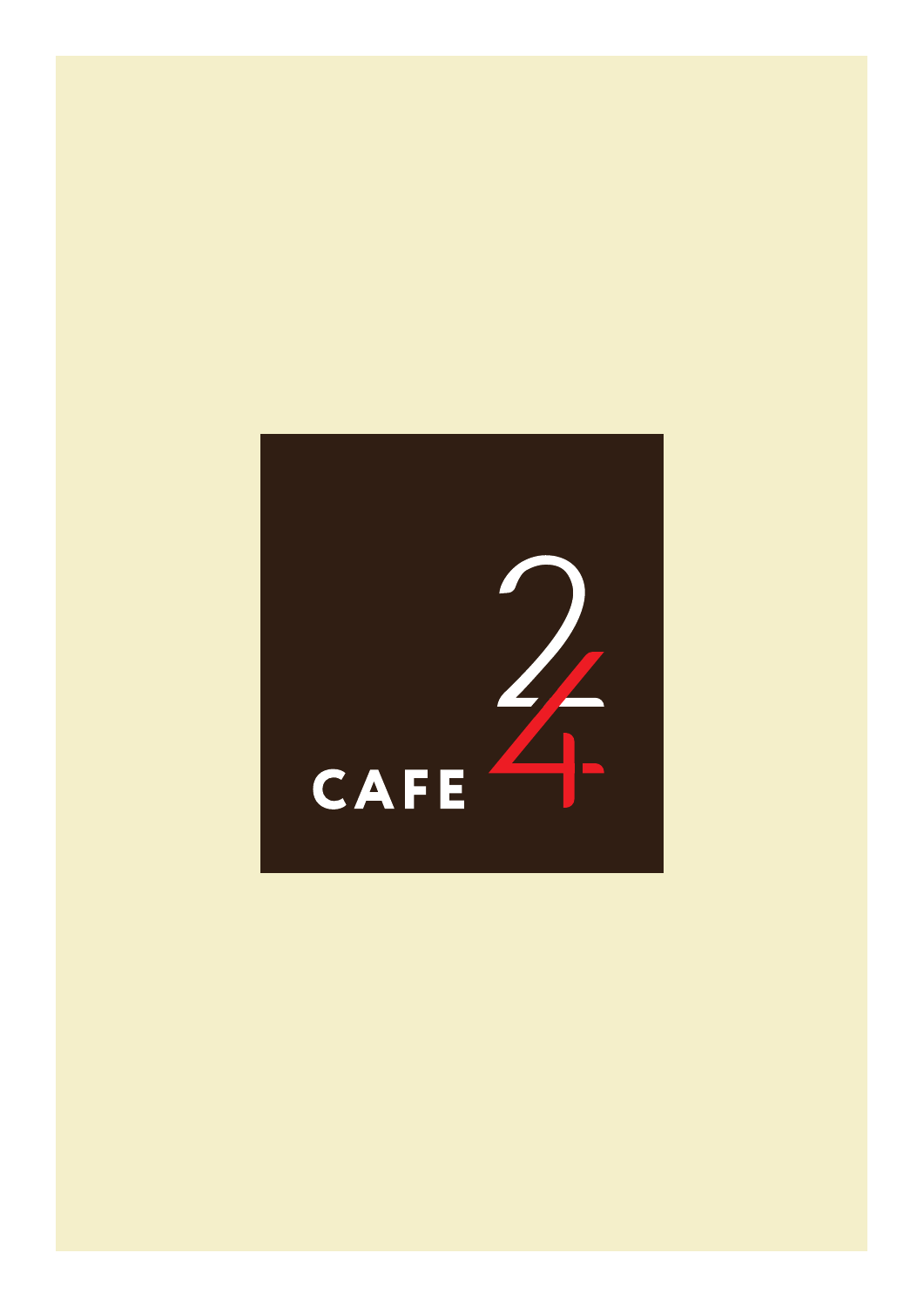# CAFE 24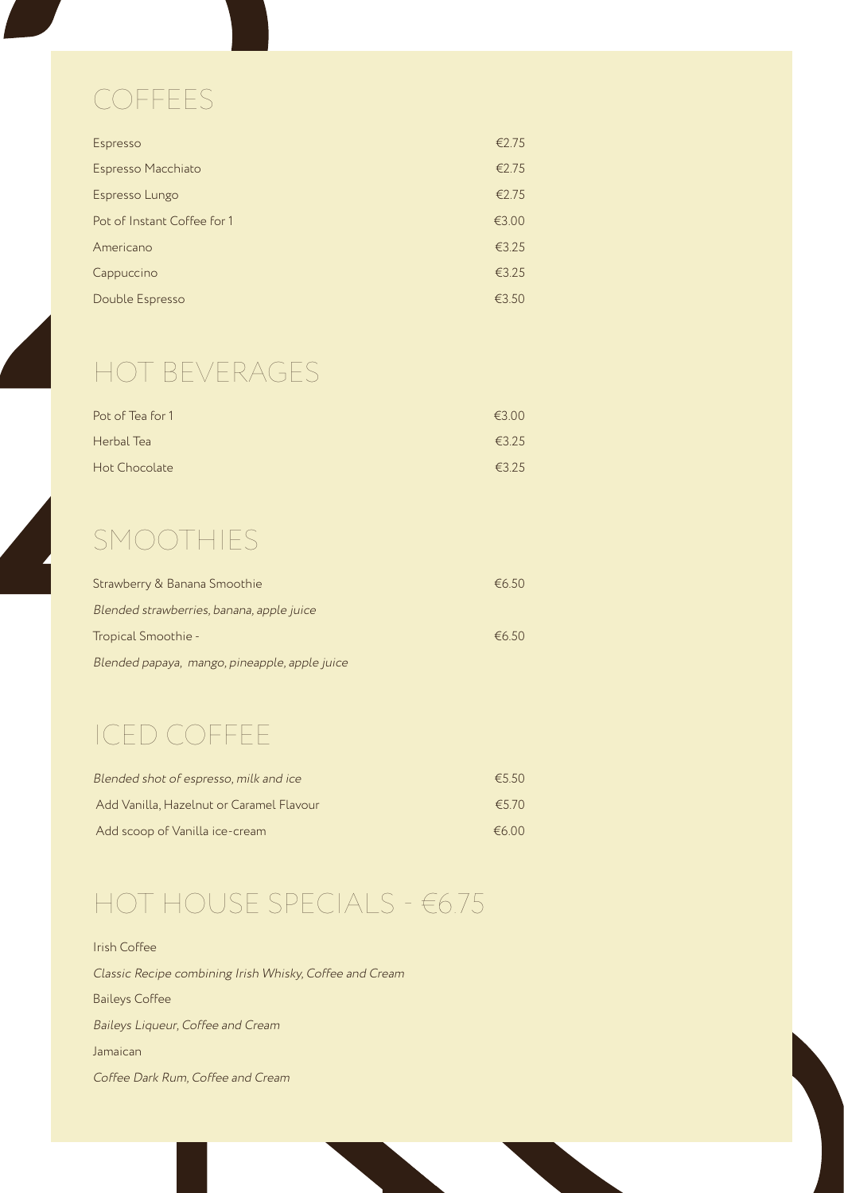## COFFEES

| Item | Price |
|---|---|
| Espresso | €2.75 |
| Espresso Macchiato | €2.75 |
| Espresso Lungo | €2.75 |
| Pot of Instant Coffee for 1 | €3.00 |
| Americano | €3.25 |
| Cappuccino | €3.25 |
| Double Espresso | €3.50 |

## HOT BEVERAGES

| Item | Price |
|---|---|
| Pot of Tea for 1 | €3.00 |
| Herbal Tea | €3.25 |
| Hot Chocolate | €3.25 |

## SMOOTHIES

Strawberry & Banana Smoothie — €6.50

*Blended strawberries, banana, apple juice*

Tropical Smoothie - — €6.50

*Blended papaya, mango, pineapple, apple juice*

## ICED COFFEE

| Item | Price |
|---|---|
| *Blended shot of espresso, milk and ice* | €5.50 |
| Add Vanilla, Hazelnut or Caramel Flavour | €5.70 |
| Add scoop of Vanilla ice-cream | €6.00 |

## HOT HOUSE SPECIALS - €6.75

Irish Coffee

*Classic Recipe combining Irish Whisky, Coffee and Cream*

Baileys Coffee

*Baileys Liqueur, Coffee and Cream*

Jamaican

*Coffee Dark Rum, Coffee and Cream*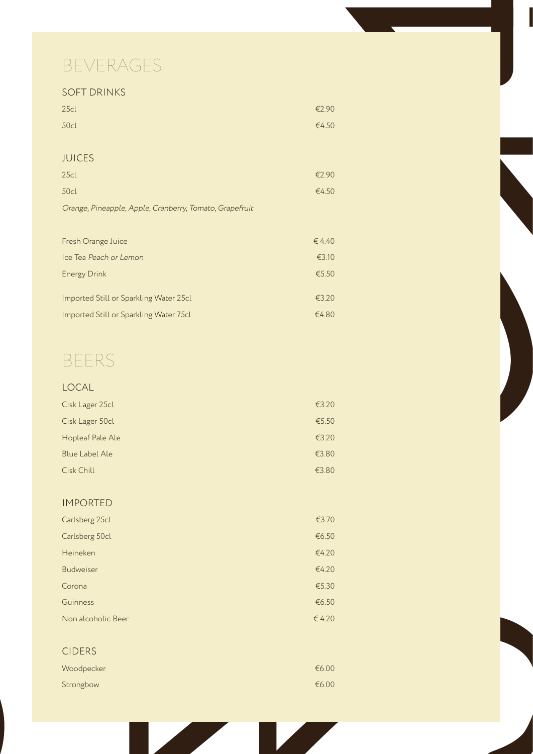# BEVERAGES

## SOFT DRINKS

| | |
|---|---|
| 25cl | €2.90 |
| 50cl | €4.50 |

## JUICES

| | |
|---|---|
| 25cl | €2.90 |
| 50cl | €4.50 |

*Orange, Pineapple, Apple, Cranberry, Tomato, Grapefruit*

| | |
|---|---|
| Fresh Orange Juice | € 4.40 |
| Ice Tea *Peach or Lemon* | €3.10 |
| Energy Drink | €5.50 |
| Imported Still or Sparkling Water 25cl | €3.20 |
| Imported Still or Sparkling Water 75cl | €4.80 |

# BEERS

## LOCAL

| | |
|---|---|
| Cisk Lager 25cl | €3.20 |
| Cisk Lager 50cl | €5.50 |
| Hopleaf Pale Ale | €3.20 |
| Blue Label Ale | €3.80 |
| Cisk Chill | €3.80 |

## IMPORTED

| | |
|---|---|
| Carlsberg 25cl | €3.70 |
| Carlsberg 50cl | €6.50 |
| Heineken | €4.20 |
| Budweiser | €4.20 |
| Corona | €5.30 |
| Guinness | €6.50 |
| Non alcoholic Beer | € 4.20 |

## CIDERS

| | |
|---|---|
| Woodpecker | €6.00 |
| Strongbow | €6.00 |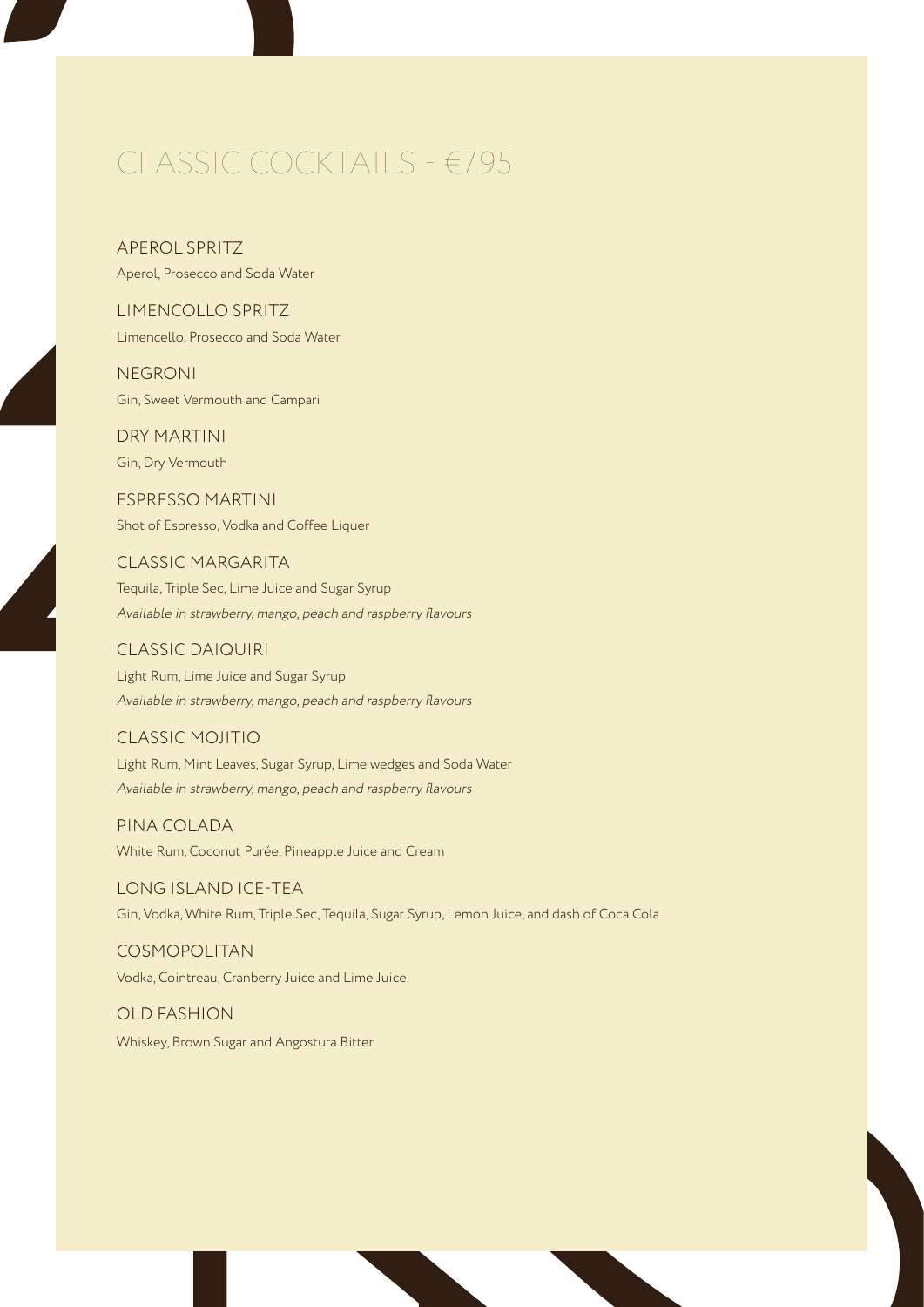# CLASSIC COCKTAILS - €7.95

## APEROL SPRITZ
Aperol, Prosecco and Soda Water

## LIMENCOLLO SPRITZ
Limencello, Prosecco and Soda Water

## NEGRONI
Gin, Sweet Vermouth and Campari

## DRY MARTINI
Gin, Dry Vermouth

## ESPRESSO MARTINI
Shot of Espresso, Vodka and Coffee Liquer

## CLASSIC MARGARITA
Tequila, Triple Sec, Lime Juice and Sugar Syrup
*Available in strawberry, mango, peach and raspberry flavours*

## CLASSIC DAIQUIRI
Light Rum, Lime Juice and Sugar Syrup
*Available in strawberry, mango, peach and raspberry flavours*

## CLASSIC MOJITIO
Light Rum, Mint Leaves, Sugar Syrup, Lime wedges and Soda Water
*Available in strawberry, mango, peach and raspberry flavours*

## PINA COLADA
White Rum, Coconut Purée, Pineapple Juice and Cream

## LONG ISLAND ICE-TEA
Gin, Vodka, White Rum, Triple Sec, Tequila, Sugar Syrup, Lemon Juice, and dash of Coca Cola

## COSMOPOLITAN
Vodka, Cointreau, Cranberry Juice and Lime Juice

## OLD FASHION
Whiskey, Brown Sugar and Angostura Bitter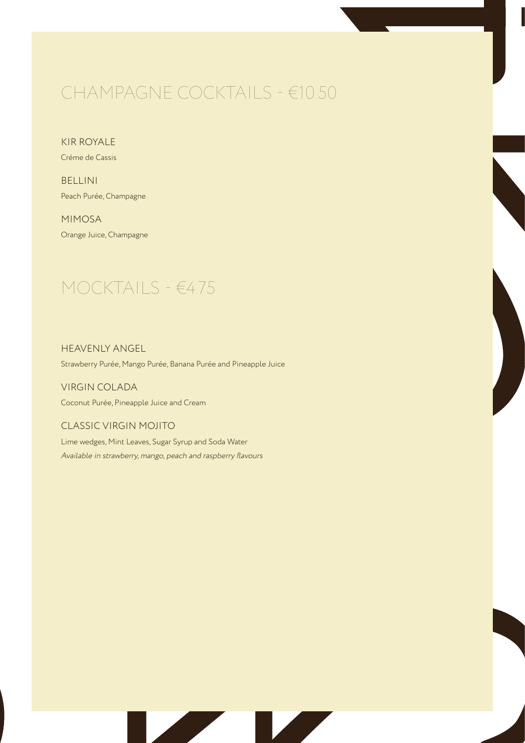## CHAMPAGNE COCKTAILS - €10.50

### KIR ROYALE

Créme de Cassis

### BELLINI

Peach Purée, Champagne

### MIMOSA

Orange Juice, Champagne

## MOCKTAILS - €4.75

### HEAVENLY ANGEL

Strawberry Purée, Mango Purée, Banana Purée and Pineapple Juice

### VIRGIN COLADA

Coconut Purée, Pineapple Juice and Cream

### CLASSIC VIRGIN MOJITO

Lime wedges, Mint Leaves, Sugar Syrup and Soda Water

*Available in strawberry, mango, peach and raspberry flavours*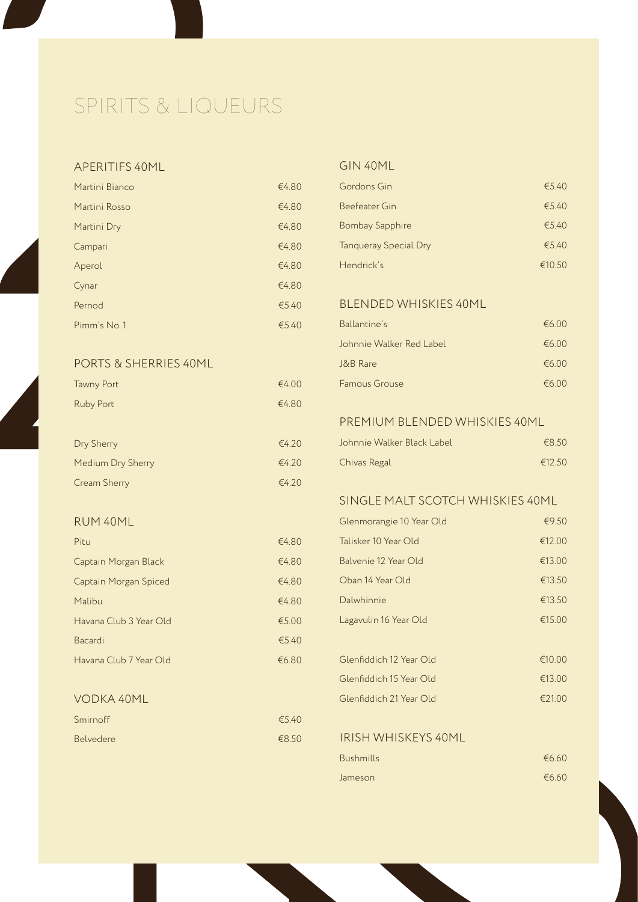# SPIRITS & LIQUEURS

## APERITIFS 40ML

| Item | Price |
|---|---|
| Martini Bianco | €4.80 |
| Martini Rosso | €4.80 |
| Martini Dry | €4.80 |
| Campari | €4.80 |
| Aperol | €4.80 |
| Cynar | €4.80 |
| Pernod | €5.40 |
| Pimm's No. 1 | €5.40 |

## PORTS & SHERRIES 40ML

| Item | Price |
|---|---|
| Tawny Port | €4.00 |
| Ruby Port | €4.80 |
| Dry Sherry | €4.20 |
| Medium Dry Sherry | €4.20 |
| Cream Sherry | €4.20 |

## RUM 40ML

| Item | Price |
|---|---|
| Pitu | €4.80 |
| Captain Morgan Black | €4.80 |
| Captain Morgan Spiced | €4.80 |
| Malibu | €4.80 |
| Havana Club 3 Year Old | €5.00 |
| Bacardi | €5.40 |
| Havana Club 7 Year Old | €6.80 |

## VODKA 40ML

| Item | Price |
|---|---|
| Smirnoff | €5.40 |
| Belvedere | €8.50 |

## GIN 40ML

| Item | Price |
|---|---|
| Gordons Gin | €5.40 |
| Beefeater Gin | €5.40 |
| Bombay Sapphire | €5.40 |
| Tanqueray Special Dry | €5.40 |
| Hendrick's | €10.50 |

## BLENDED WHISKIES 40ML

| Item | Price |
|---|---|
| Ballantine's | €6.00 |
| Johnnie Walker Red Label | €6.00 |
| J&B Rare | €6.00 |
| Famous Grouse | €6.00 |

## PREMIUM BLENDED WHISKIES 40ML

| Item | Price |
|---|---|
| Johnnie Walker Black Label | €8.50 |
| Chivas Regal | €12.50 |

## SINGLE MALT SCOTCH WHISKIES 40ML

| Item | Price |
|---|---|
| Glenmorangie 10 Year Old | €9.50 |
| Talisker 10 Year Old | €12.00 |
| Balvenie 12 Year Old | €13.00 |
| Oban 14 Year Old | €13.50 |
| Dalwhinnie | €13.50 |
| Lagavulin 16 Year Old | €15.00 |
| Glenfiddich 12 Year Old | €10.00 |
| Glenfiddich 15 Year Old | €13.00 |
| Glenfiddich 21 Year Old | €21.00 |

## IRISH WHISKEYS 40ML

| Item | Price |
|---|---|
| Bushmills | €6.60 |
| Jameson | €6.60 |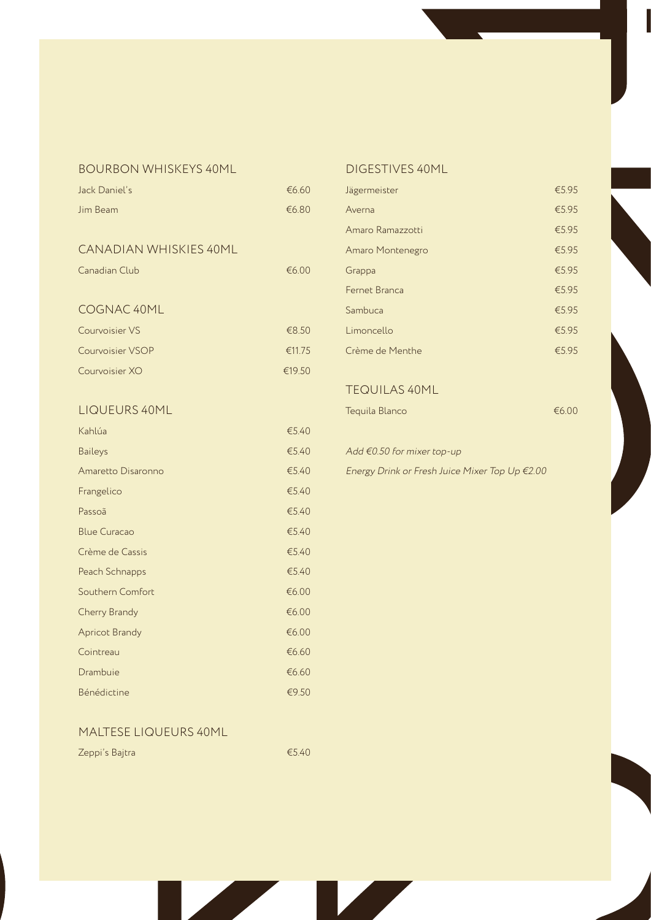## BOURBON WHISKEYS 40ML

| | |
|---|---|
| Jack Daniel's | €6.60 |
| Jim Beam | €6.80 |

## CANADIAN WHISKIES 40ML

| | |
|---|---|
| Canadian Club | €6.00 |

## COGNAC 40ML

| | |
|---|---|
| Courvoisier VS | €8.50 |
| Courvoisier VSOP | €11.75 |
| Courvoisier XO | €19.50 |

## LIQUEURS 40ML

| | |
|---|---|
| Kahlúa | €5.40 |
| Baileys | €5.40 |
| Amaretto Disaronno | €5.40 |
| Frangelico | €5.40 |
| Passoã | €5.40 |
| Blue Curacao | €5.40 |
| Crème de Cassis | €5.40 |
| Peach Schnapps | €5.40 |
| Southern Comfort | €6.00 |
| Cherry Brandy | €6.00 |
| Apricot Brandy | €6.00 |
| Cointreau | €6.60 |
| Drambuie | €6.60 |
| Bénédictine | €9.50 |

## MALTESE LIQUEURS 40ML

| | |
|---|---|
| Zeppi's Bajtra | €5.40 |

## DIGESTIVES 40ML

| | |
|---|---|
| Jägermeister | €5.95 |
| Averna | €5.95 |
| Amaro Ramazzotti | €5.95 |
| Amaro Montenegro | €5.95 |
| Grappa | €5.95 |
| Fernet Branca | €5.95 |
| Sambuca | €5.95 |
| Limoncello | €5.95 |
| Crème de Menthe | €5.95 |

## TEQUILAS 40ML

| | |
|---|---|
| Tequila Blanco | €6.00 |

*Add €0.50 for mixer top-up*

*Energy Drink or Fresh Juice Mixer Top Up €2.00*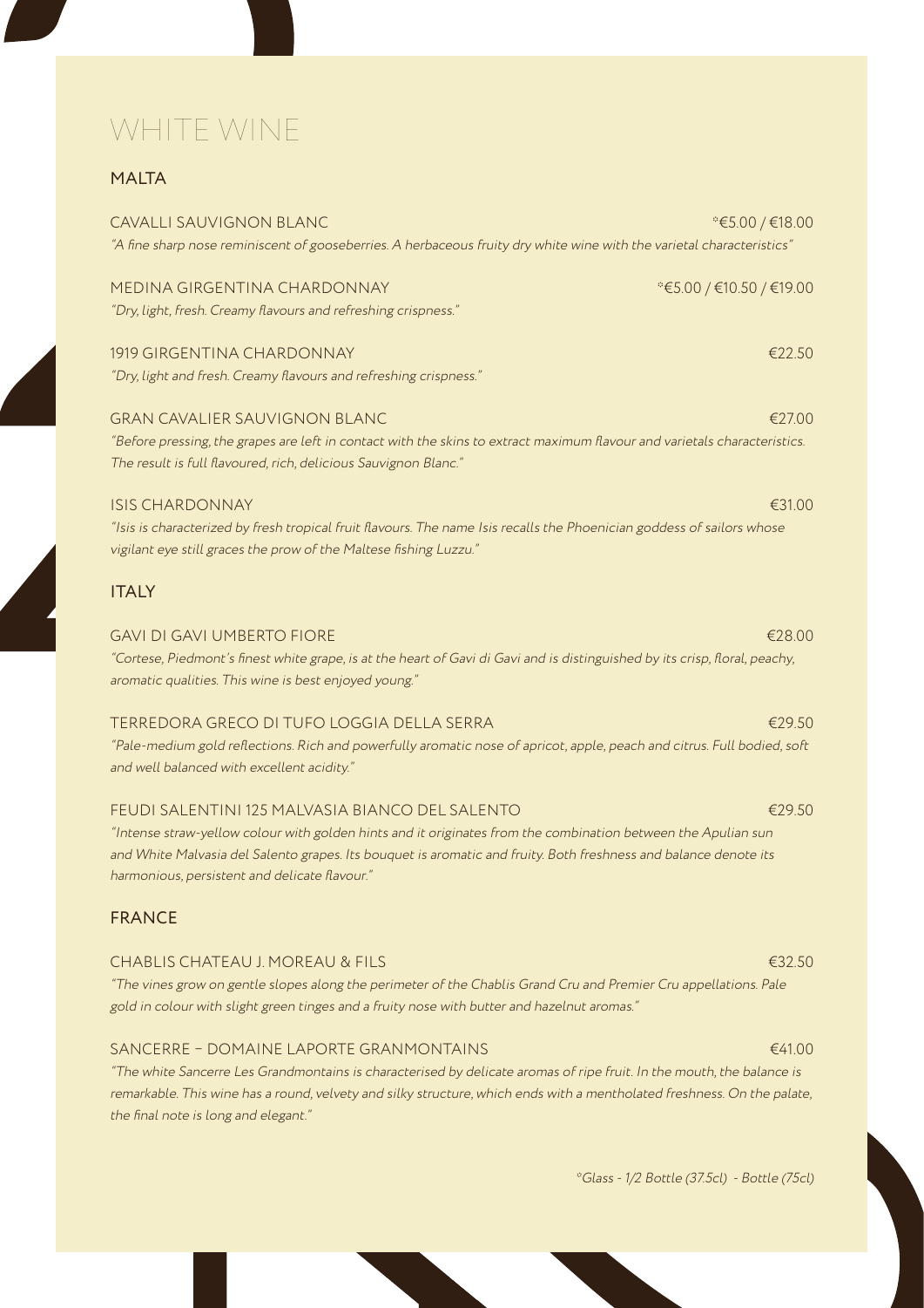# WHITE WINE

## MALTA

**CAVALLI SAUVIGNON BLANC** — *€5.00 / €18.00

*"A fine sharp nose reminiscent of gooseberries. A herbaceous fruity dry white wine with the varietal characteristics"*

**MEDINA GIRGENTINA CHARDONNAY** — *€5.00 / €10.50 / €19.00

*"Dry, light, fresh. Creamy flavours and refreshing crispness."*

**1919 GIRGENTINA CHARDONNAY** — €22.50

*"Dry, light and fresh. Creamy flavours and refreshing crispness."*

**GRAN CAVALIER SAUVIGNON BLANC** — €27.00

*"Before pressing, the grapes are left in contact with the skins to extract maximum flavour and varietals characteristics. The result is full flavoured, rich, delicious Sauvignon Blanc."*

**ISIS CHARDONNAY** — €31.00

*"Isis is characterized by fresh tropical fruit flavours. The name Isis recalls the Phoenician goddess of sailors whose vigilant eye still graces the prow of the Maltese fishing Luzzu."*

## ITALY

**GAVI DI GAVI UMBERTO FIORE** — €28.00

*"Cortese, Piedmont's finest white grape, is at the heart of Gavi di Gavi and is distinguished by its crisp, floral, peachy, aromatic qualities. This wine is best enjoyed young."*

**TERREDORA GRECO DI TUFO LOGGIA DELLA SERRA** — €29.50

*"Pale-medium gold reflections. Rich and powerfully aromatic nose of apricot, apple, peach and citrus. Full bodied, soft and well balanced with excellent acidity."*

**FEUDI SALENTINI 125 MALVASIA BIANCO DEL SALENTO** — €29.50

*"Intense straw-yellow colour with golden hints and it originates from the combination between the Apulian sun and White Malvasia del Salento grapes. Its bouquet is aromatic and fruity. Both freshness and balance denote its harmonious, persistent and delicate flavour."*

## FRANCE

**CHABLIS CHATEAU J. MOREAU & FILS** — €32.50

*"The vines grow on gentle slopes along the perimeter of the Chablis Grand Cru and Premier Cru appellations. Pale gold in colour with slight green tinges and a fruity nose with butter and hazelnut aromas."*

**SANCERRE – DOMAINE LAPORTE GRANMONTAINS** — €41.00

*"The white Sancerre Les Grandmontains is characterised by delicate aromas of ripe fruit. In the mouth, the balance is remarkable. This wine has a round, velvety and silky structure, which ends with a mentholated freshness. On the palate, the final note is long and elegant."*

*\*Glass - 1/2 Bottle (37.5cl) - Bottle (75cl)*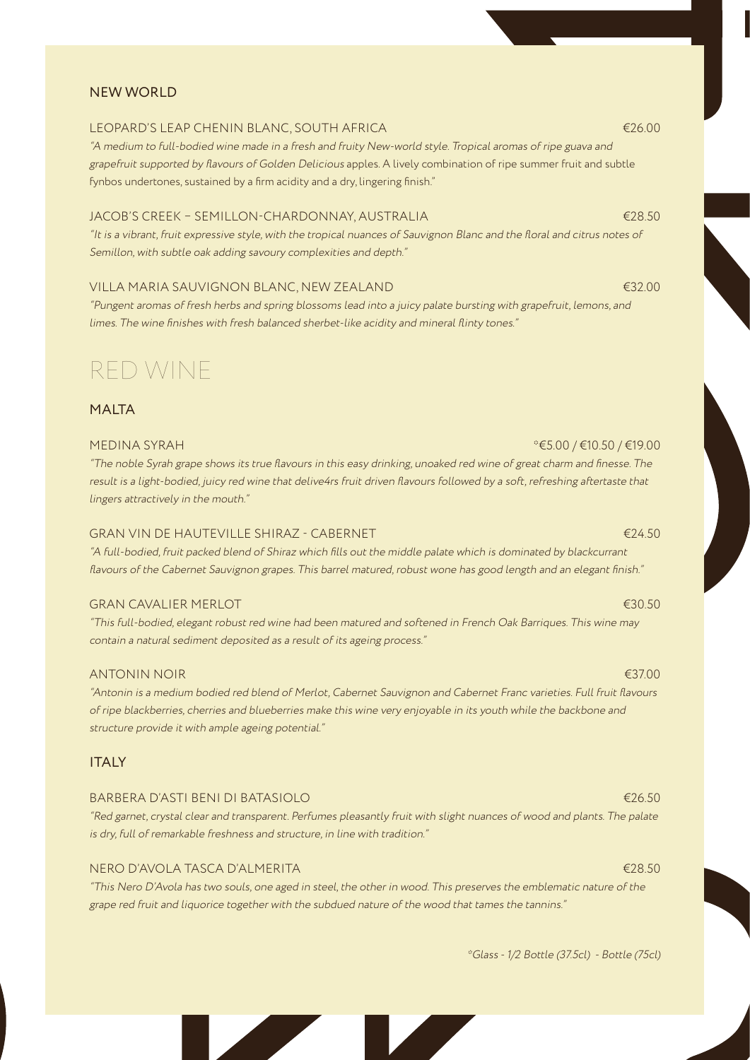### NEW WORLD

**LEOPARD'S LEAP CHENIN BLANC, SOUTH AFRICA** €26.00

*"A medium to full-bodied wine made in a fresh and fruity New-world style. Tropical aromas of ripe guava and grapefruit supported by flavours of Golden Delicious* apples. A lively combination of ripe summer fruit and subtle fynbos undertones, sustained by a firm acidity and a dry, lingering finish."

**JACOB'S CREEK – SEMILLON-CHARDONNAY, AUSTRALIA** €28.50

*"It is a vibrant, fruit expressive style, with the tropical nuances of Sauvignon Blanc and the floral and citrus notes of Semillon, with subtle oak adding savoury complexities and depth."*

**VILLA MARIA SAUVIGNON BLANC, NEW ZEALAND** €32.00

*"Pungent aromas of fresh herbs and spring blossoms lead into a juicy palate bursting with grapefruit, lemons, and limes. The wine finishes with fresh balanced sherbet-like acidity and mineral flinty tones."*

# RED WINE

### MALTA

**MEDINA SYRAH** *€5.00 / €10.50 / €19.00

*"The noble Syrah grape shows its true flavours in this easy drinking, unoaked red wine of great charm and finesse. The result is a light-bodied, juicy red wine that delive4rs fruit driven flavours followed by a soft, refreshing aftertaste that lingers attractively in the mouth."*

**GRAN VIN DE HAUTEVILLE SHIRAZ - CABERNET** €24.50

*"A full-bodied, fruit packed blend of Shiraz which fills out the middle palate which is dominated by blackcurrant flavours of the Cabernet Sauvignon grapes. This barrel matured, robust wone has good length and an elegant finish."*

**GRAN CAVALIER MERLOT** €30.50

*"This full-bodied, elegant robust red wine had been matured and softened in French Oak Barriques. This wine may contain a natural sediment deposited as a result of its ageing process."*

**ANTONIN NOIR** €37.00

*"Antonin is a medium bodied red blend of Merlot, Cabernet Sauvignon and Cabernet Franc varieties. Full fruit flavours of ripe blackberries, cherries and blueberries make this wine very enjoyable in its youth while the backbone and structure provide it with ample ageing potential."*

### ITALY

**BARBERA D'ASTI BENI DI BATASIOLO** €26.50

*"Red garnet, crystal clear and transparent. Perfumes pleasantly fruit with slight nuances of wood and plants. The palate is dry, full of remarkable freshness and structure, in line with tradition."*

**NERO D'AVOLA TASCA D'ALMERITA** €28.50

*"This Nero D'Avola has two souls, one aged in steel, the other in wood. This preserves the emblematic nature of the grape red fruit and liquorice together with the subdued nature of the wood that tames the tannins."*

*\*Glass - 1/2 Bottle (37.5cl) - Bottle (75cl)*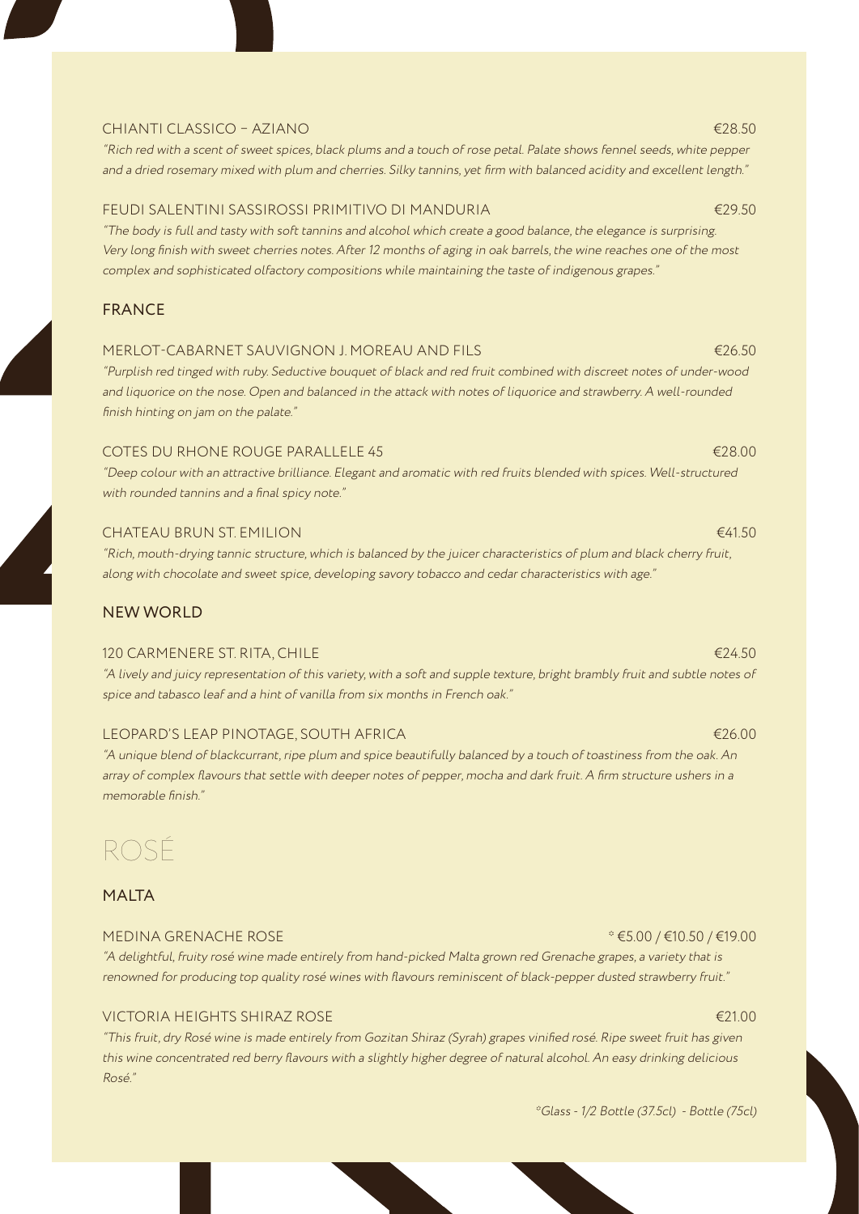CHIANTI CLASSICO – AZIANO €28.50

*"Rich red with a scent of sweet spices, black plums and a touch of rose petal. Palate shows fennel seeds, white pepper and a dried rosemary mixed with plum and cherries. Silky tannins, yet firm with balanced acidity and excellent length."*

FEUDI SALENTINI SASSIROSSI PRIMITIVO DI MANDURIA €29.50

*"The body is full and tasty with soft tannins and alcohol which create a good balance, the elegance is surprising. Very long finish with sweet cherries notes. After 12 months of aging in oak barrels, the wine reaches one of the most complex and sophisticated olfactory compositions while maintaining the taste of indigenous grapes."*

## FRANCE

MERLOT-CABARNET SAUVIGNON J. MOREAU AND FILS €26.50

*"Purplish red tinged with ruby. Seductive bouquet of black and red fruit combined with discreet notes of under-wood and liquorice on the nose. Open and balanced in the attack with notes of liquorice and strawberry. A well-rounded finish hinting on jam on the palate."*

COTES DU RHONE ROUGE PARALLELE 45 €28.00

*"Deep colour with an attractive brilliance. Elegant and aromatic with red fruits blended with spices. Well-structured with rounded tannins and a final spicy note."*

CHATEAU BRUN ST. EMILION €41.50

*"Rich, mouth-drying tannic structure, which is balanced by the juicer characteristics of plum and black cherry fruit, along with chocolate and sweet spice, developing savory tobacco and cedar characteristics with age."*

## NEW WORLD

120 CARMENERE ST. RITA, CHILE €24.50

*"A lively and juicy representation of this variety, with a soft and supple texture, bright brambly fruit and subtle notes of spice and tabasco leaf and a hint of vanilla from six months in French oak."*

LEOPARD'S LEAP PINOTAGE, SOUTH AFRICA €26.00

*"A unique blend of blackcurrant, ripe plum and spice beautifully balanced by a touch of toastiness from the oak. An array of complex flavours that settle with deeper notes of pepper, mocha and dark fruit. A firm structure ushers in a memorable finish."*

# ROSÉ

## MALTA

MEDINA GRENACHE ROSE * €5.00 / €10.50 / €19.00

*"A delightful, fruity rosé wine made entirely from hand-picked Malta grown red Grenache grapes, a variety that is renowned for producing top quality rosé wines with flavours reminiscent of black-pepper dusted strawberry fruit."*

VICTORIA HEIGHTS SHIRAZ ROSE €21.00

*"This fruit, dry Rosé wine is made entirely from Gozitan Shiraz (Syrah) grapes vinified rosé. Ripe sweet fruit has given this wine concentrated red berry flavours with a slightly higher degree of natural alcohol. An easy drinking delicious Rosé."*

*\*Glass - 1/2 Bottle (37.5cl) - Bottle (75cl)*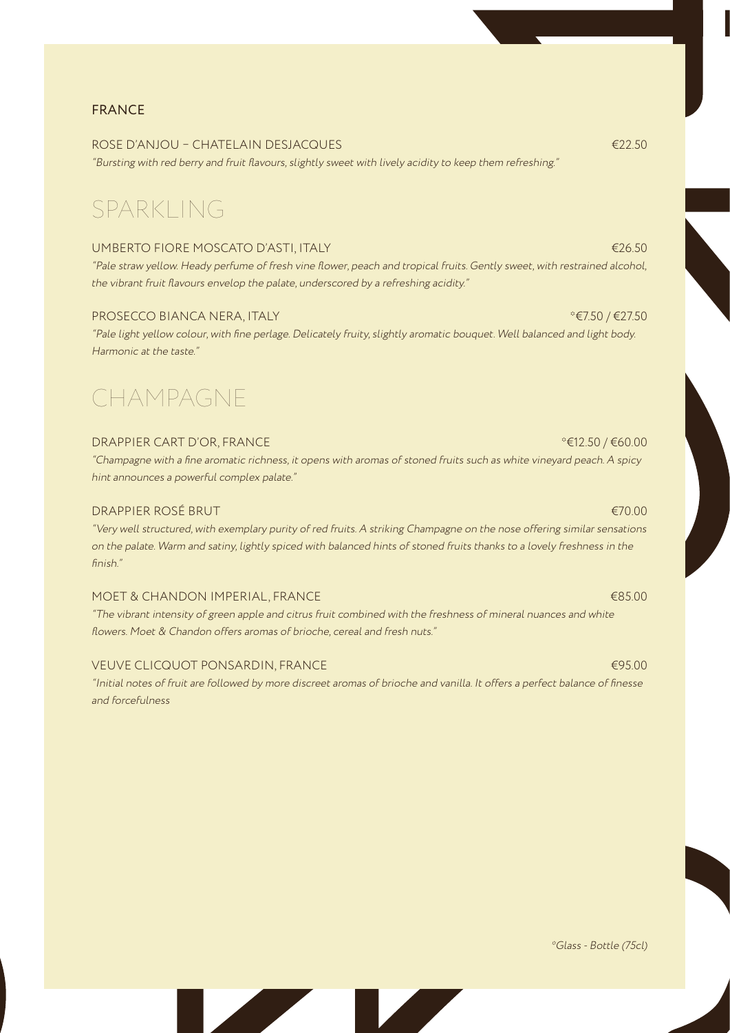### FRANCE

ROSE D'ANJOU – CHATELAIN DESJACQUES €22.50

*"Bursting with red berry and fruit flavours, slightly sweet with lively acidity to keep them refreshing."*

## SPARKLING

UMBERTO FIORE MOSCATO D'ASTI, ITALY €26.50

*"Pale straw yellow. Heady perfume of fresh vine flower, peach and tropical fruits. Gently sweet, with restrained alcohol, the vibrant fruit flavours envelop the palate, underscored by a refreshing acidity."*

PROSECCO BIANCA NERA, ITALY *€7.50 / €27.50

*"Pale light yellow colour, with fine perlage. Delicately fruity, slightly aromatic bouquet. Well balanced and light body. Harmonic at the taste."*

## CHAMPAGNE

DRAPPIER CART D'OR, FRANCE *€12.50 / €60.00

*"Champagne with a fine aromatic richness, it opens with aromas of stoned fruits such as white vineyard peach. A spicy hint announces a powerful complex palate."*

DRAPPIER ROSÉ BRUT €70.00

*"Very well structured, with exemplary purity of red fruits. A striking Champagne on the nose offering similar sensations on the palate. Warm and satiny, lightly spiced with balanced hints of stoned fruits thanks to a lovely freshness in the finish."*

MOET & CHANDON IMPERIAL, FRANCE €85.00

*"The vibrant intensity of green apple and citrus fruit combined with the freshness of mineral nuances and white flowers. Moet & Chandon offers aromas of brioche, cereal and fresh nuts."*

VEUVE CLICQUOT PONSARDIN, FRANCE €95.00

*"Initial notes of fruit are followed by more discreet aromas of brioche and vanilla. It offers a perfect balance of finesse and forcefulness*

*Glass - Bottle (75cl)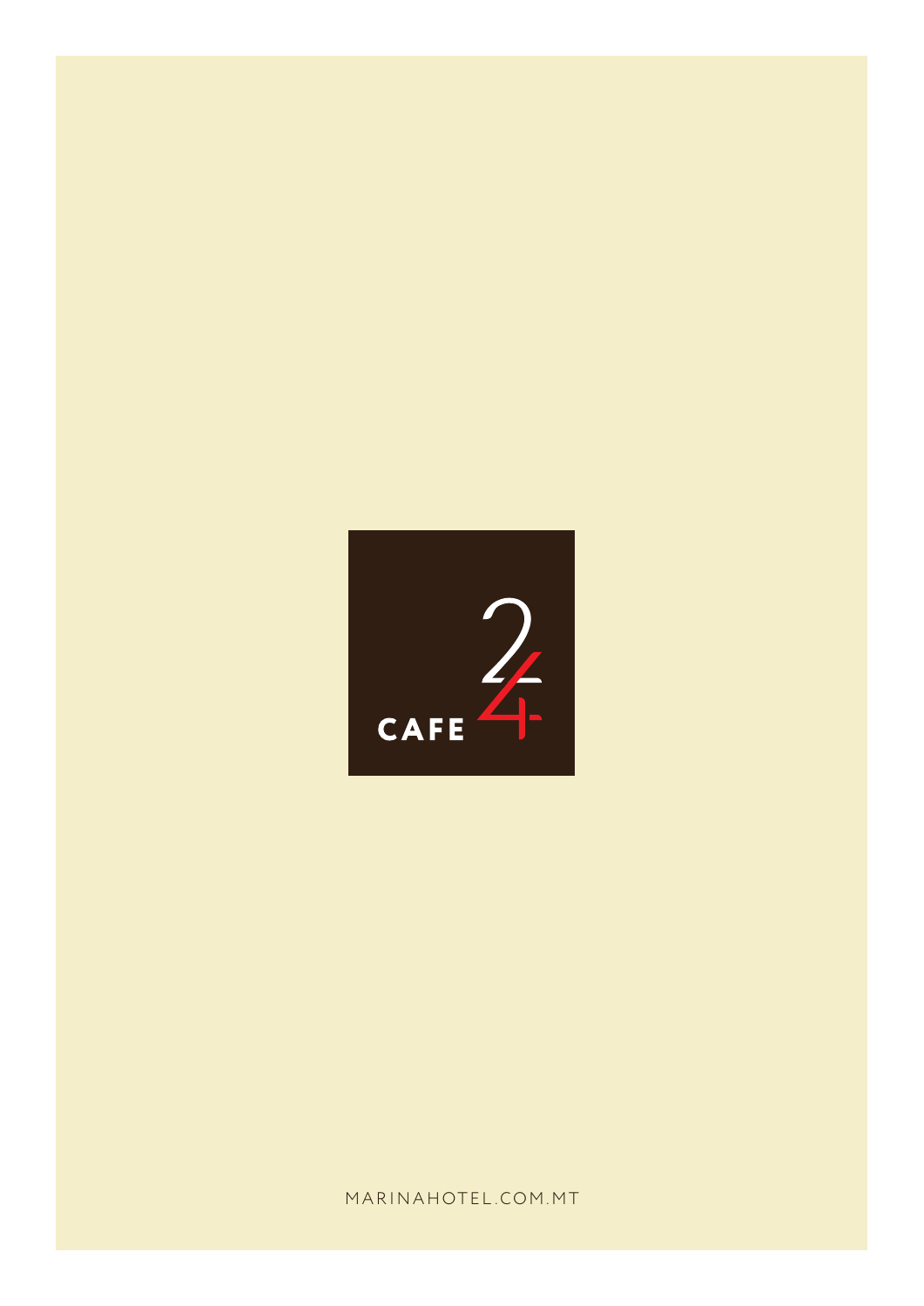CAFE 24

MARINAHOTEL.COM.MT